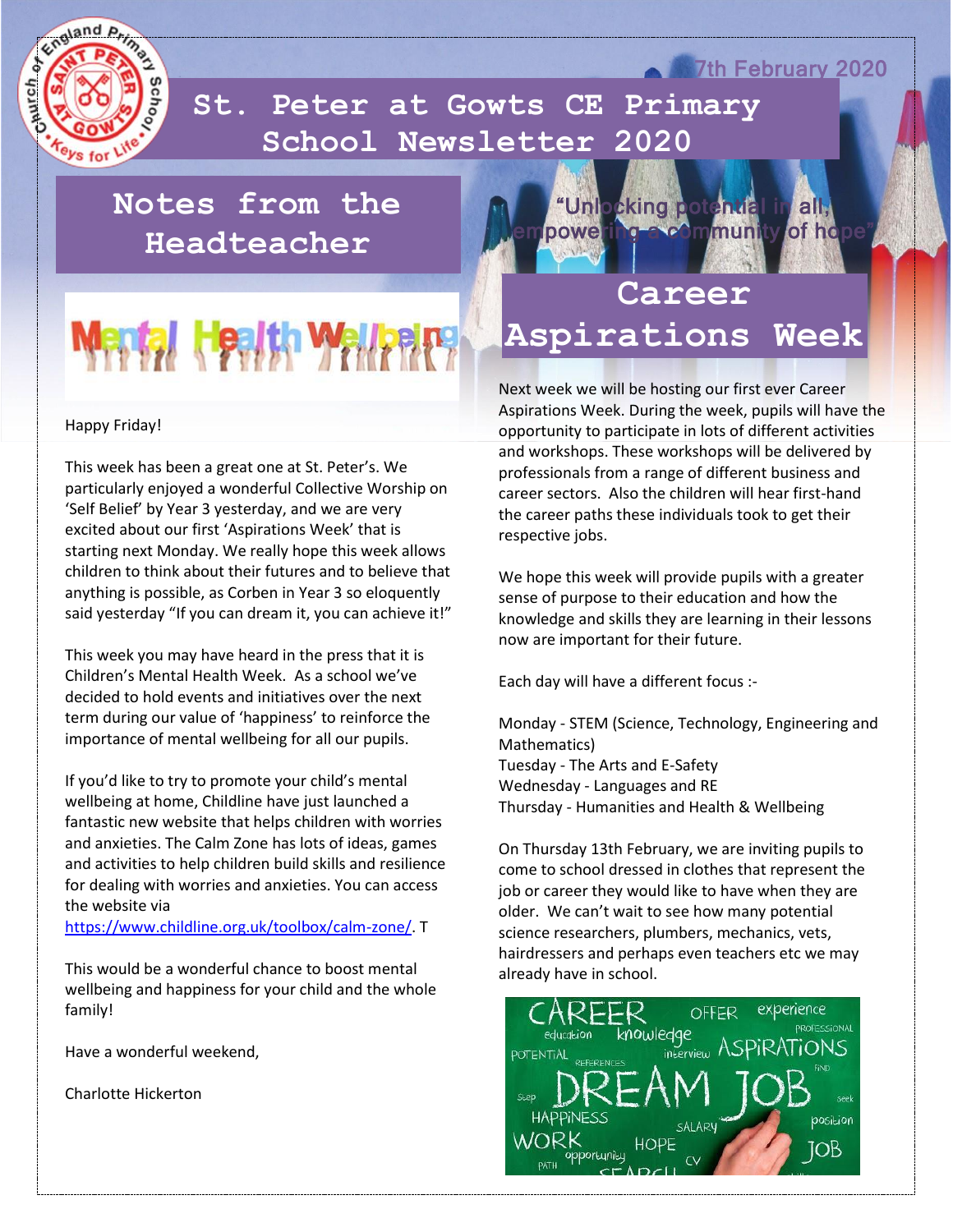7th February 2020

# St. Peter at Gowts CE Primary School Newsletter 2020

"Unlocking potential in all, empowering a community of hope"

## Notes from the Headteacher

Mental Health Wellbeing

Happy Friday!

This week has been a great one at St. Peter's. We particularly enjoyed a wonderful Collective Worship on 'Self Belief' by Year 3 yesterday, and we are very excited about our first 'Aspirations Week' that is starting next Monday. We really hope this week allows children to think about their futures and to believe that anything is possible, as Corben in Year 3 so eloquently said yesterday "If you can dream it, you can achieve it!"

This week you may have heard in the press that it is Children's Mental Health Week. As a school we've decided to hold events and initiatives over the next term during our value of 'happiness' to reinforce the importance of mental wellbeing for all our pupils.

If you'd like to try to promote your child's mental wellbeing at home, Childline have just launched a fantastic new website that helps children with worries and anxieties. The Calm Zone has lots of ideas, games and activities to help children build skills and resilience for dealing with worries and anxieties. You can access the website via https://www.childline.org.uk/toolbox/calm-zone/. T

This would be a wonderful chance to boost mental wellbeing and happiness for your child and the whole family!

Have a wonderful weekend,

Charlotte Hickerton

## Career Aspirations Week

Next week we will be hosting our first ever Career Aspirations Week. During the week, pupils will have the opportunity to participate in lots of different activities and workshops. These workshops will be delivered by professionals from a range of different business and career sectors. Also the children will hear first-hand the career paths these individuals took to get their respective jobs.

We hope this week will provide pupils with a greater sense of purpose to their education and how the knowledge and skills they are learning in their lessons now are important for their future.

Each day will have a different focus :-

Monday - STEM (Science, Technology, Engineering and Mathematics)
Tuesday - The Arts and E-Safety
Wednesday - Languages and RE
Thursday - Humanities and Health & Wellbeing

On Thursday 13th February, we are inviting pupils to come to school dressed in clothes that represent the job or career they would like to have when they are older. We can't wait to see how many potential science researchers, plumbers, mechanics, vets, hairdressers and perhaps even teachers etc we may already have in school.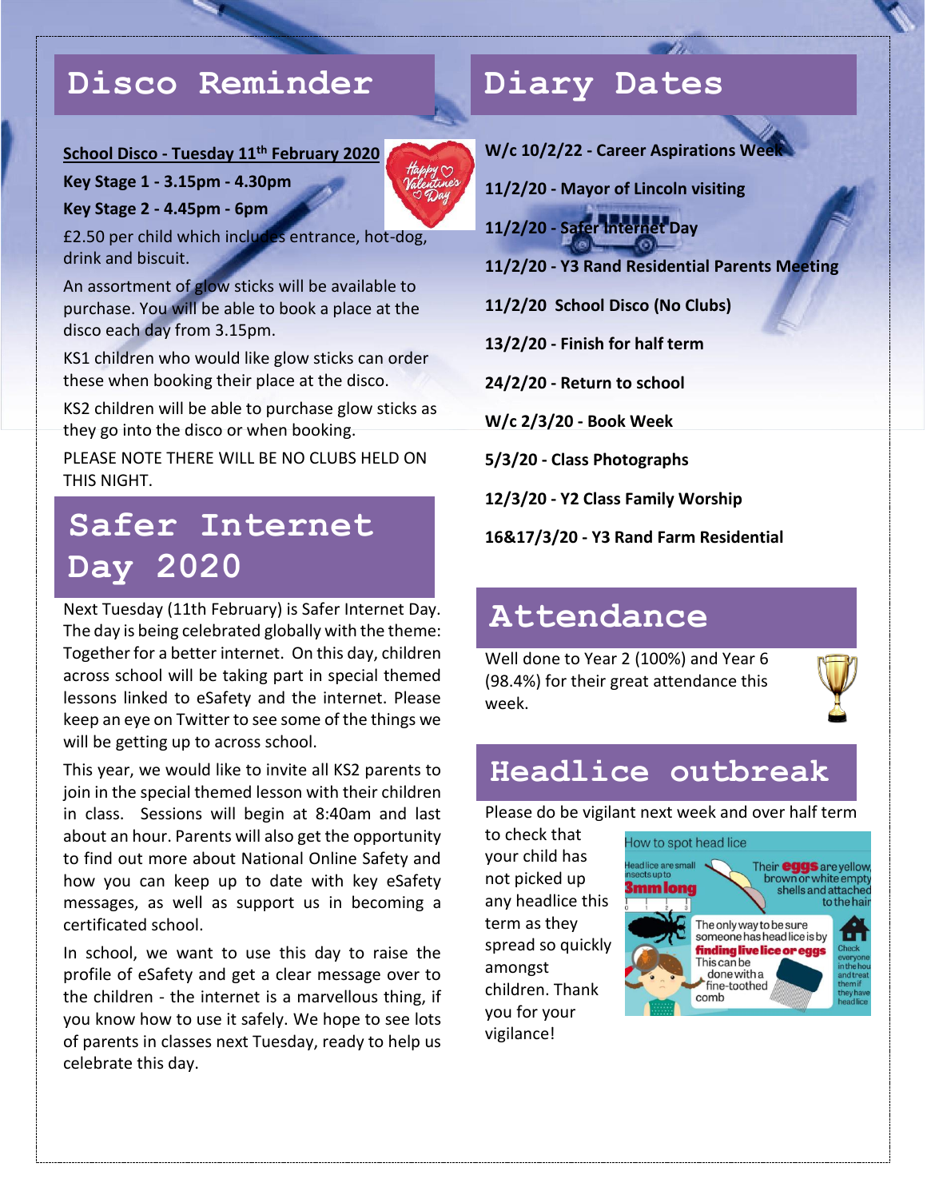## Disco Reminder

**School Disco - Tuesday 11th February 2020**

**Key Stage 1 - 3.15pm - 4.30pm**

**Key Stage 2 - 4.45pm - 6pm**

£2.50 per child which includes entrance, hot-dog, drink and biscuit.

An assortment of glow sticks will be available to purchase. You will be able to book a place at the disco each day from 3.15pm.

KS1 children who would like glow sticks can order these when booking their place at the disco.

KS2 children will be able to purchase glow sticks as they go into the disco or when booking.

PLEASE NOTE THERE WILL BE NO CLUBS HELD ON THIS NIGHT.

## Safer Internet Day 2020

Next Tuesday (11th February) is Safer Internet Day. The day is being celebrated globally with the theme: Together for a better internet. On this day, children across school will be taking part in special themed lessons linked to eSafety and the internet. Please keep an eye on Twitter to see some of the things we will be getting up to across school.

This year, we would like to invite all KS2 parents to join in the special themed lesson with their children in class. Sessions will begin at 8:40am and last about an hour. Parents will also get the opportunity to find out more about National Online Safety and how you can keep up to date with key eSafety messages, as well as support us in becoming a certificated school.

In school, we want to use this day to raise the profile of eSafety and get a clear message over to the children - the internet is a marvellous thing, if you know how to use it safely. We hope to see lots of parents in classes next Tuesday, ready to help us celebrate this day.

## Diary Dates

**W/c 10/2/22 - Career Aspirations Week**

**11/2/20 - Mayor of Lincoln visiting**

**11/2/20 - Safer Internet Day**

**11/2/20 - Y3 Rand Residential Parents Meeting**

**11/2/20 School Disco (No Clubs)**

**13/2/20 - Finish for half term**

**24/2/20 - Return to school**

**W/c 2/3/20 - Book Week**

**5/3/20 - Class Photographs**

**12/3/20 - Y2 Class Family Worship**

**16&17/3/20 - Y3 Rand Farm Residential**

## Attendance

Well done to Year 2 (100%) and Year 6 (98.4%) for their great attendance this week.

## Headlice outbreak

Please do be vigilant next week and over half term to check that your child has not picked up any headlice this term as they spread so quickly amongst children. Thank you for your vigilance!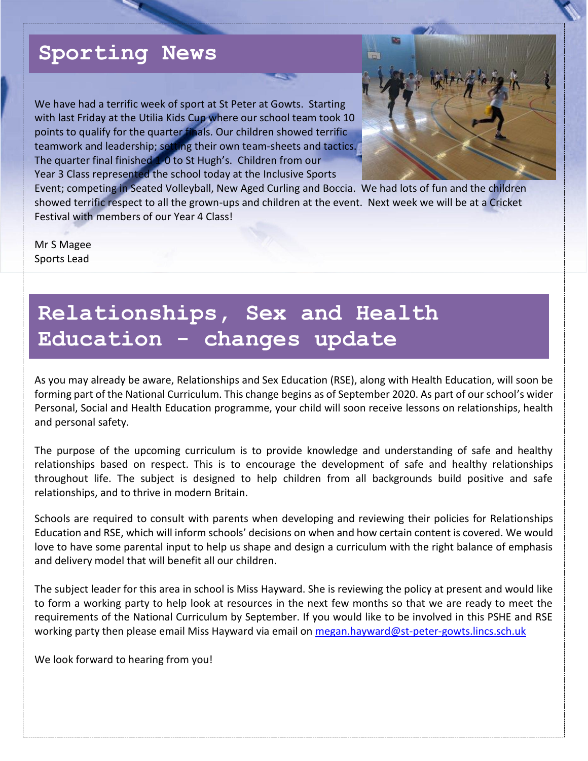## Sporting News

We have had a terrific week of sport at St Peter at Gowts. Starting with last Friday at the Utilia Kids Cup where our school team took 10 points to qualify for the quarter finals. Our children showed terrific teamwork and leadership; setting their own team-sheets and tactics. The quarter final finished 1-0 to St Hugh's. Children from our Year 3 Class represented the school today at the Inclusive Sports Event; competing in Seated Volleyball, New Aged Curling and Boccia. We had lots of fun and the children showed terrific respect to all the grown-ups and children at the event. Next week we will be at a Cricket Festival with members of our Year 4 Class!

Mr S Magee
Sports Lead

## Relationships, Sex and Health Education - changes update

As you may already be aware, Relationships and Sex Education (RSE), along with Health Education, will soon be forming part of the National Curriculum. This change begins as of September 2020. As part of our school's wider Personal, Social and Health Education programme, your child will soon receive lessons on relationships, health and personal safety.

The purpose of the upcoming curriculum is to provide knowledge and understanding of safe and healthy relationships based on respect. This is to encourage the development of safe and healthy relationships throughout life. The subject is designed to help children from all backgrounds build positive and safe relationships, and to thrive in modern Britain.

Schools are required to consult with parents when developing and reviewing their policies for Relationships Education and RSE, which will inform schools' decisions on when and how certain content is covered. We would love to have some parental input to help us shape and design a curriculum with the right balance of emphasis and delivery model that will benefit all our children.

The subject leader for this area in school is Miss Hayward. She is reviewing the policy at present and would like to form a working party to help look at resources in the next few months so that we are ready to meet the requirements of the National Curriculum by September. If you would like to be involved in this PSHE and RSE working party then please email Miss Hayward via email on megan.hayward@st-peter-gowts.lincs.sch.uk

We look forward to hearing from you!